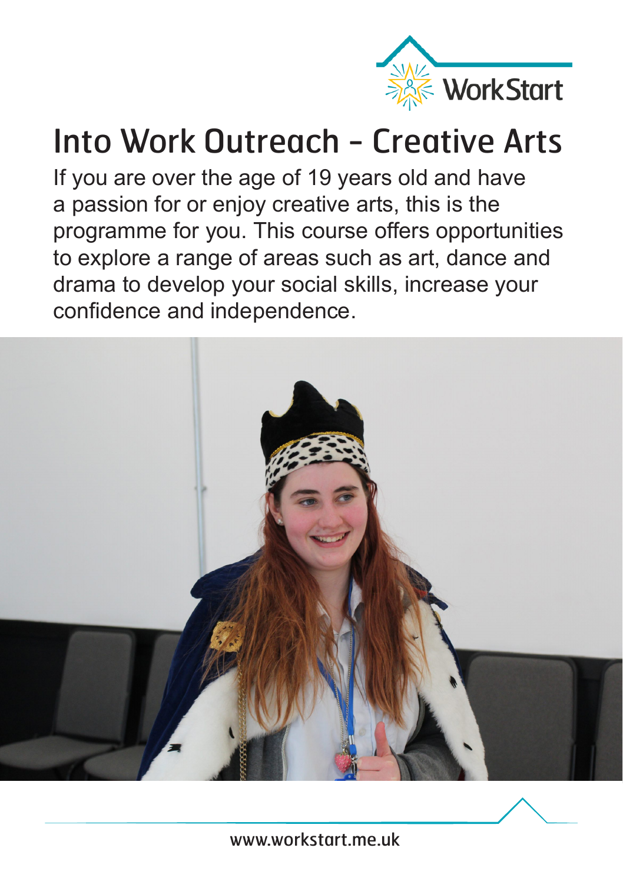WorkStart

# Into Work Outreach - Creative Arts

If you are over the age of 19 years old and have a passion for or enjoy creative arts, this is the programme for you. This course offers opportunities to explore a range of areas such as art, dance and drama to develop your social skills, increase your confidence and independence.

www.workstart.me.uk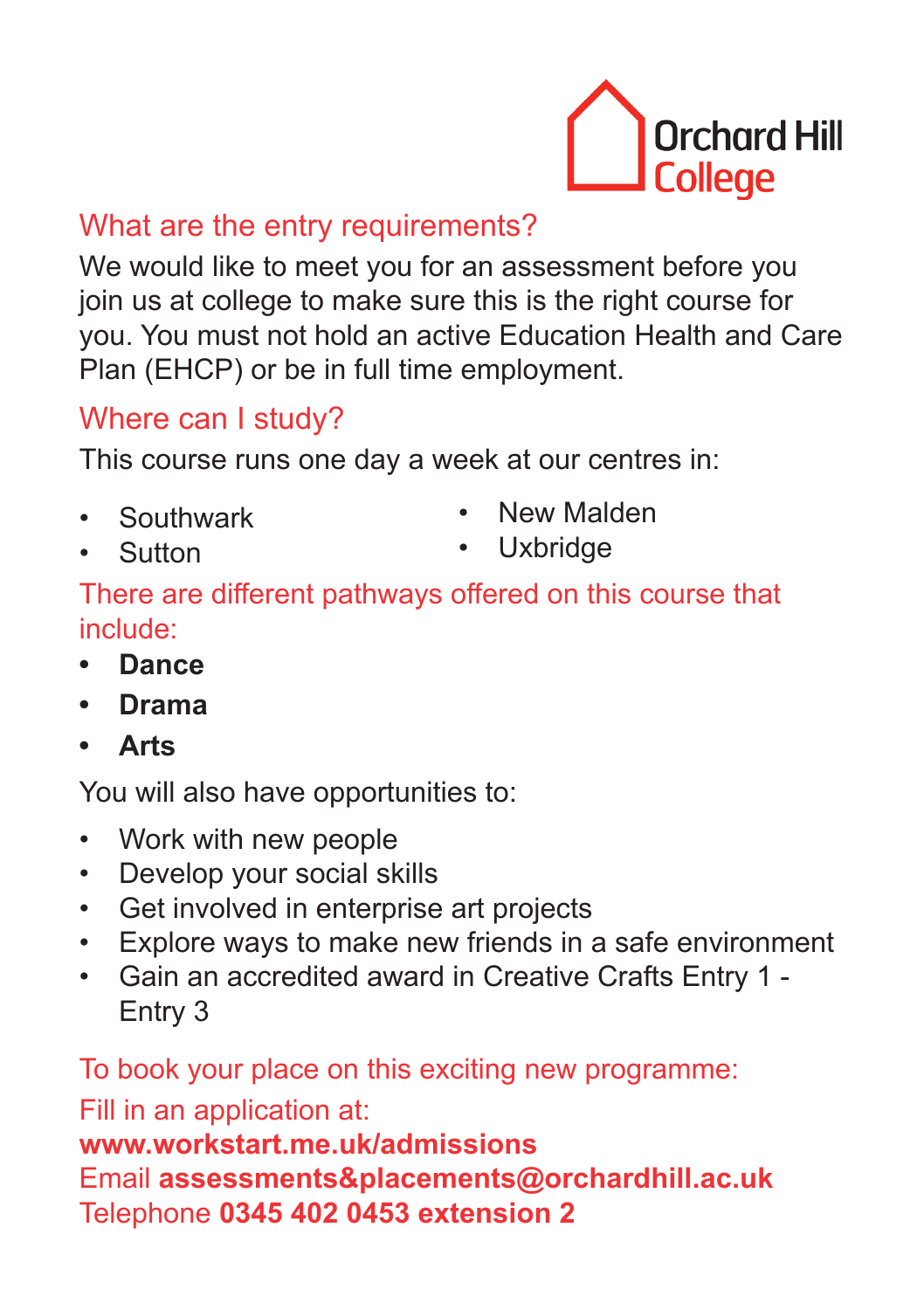Orchard Hill College

## What are the entry requirements?

We would like to meet you for an assessment before you join us at college to make sure this is the right course for you. You must not hold an active Education Health and Care Plan (EHCP) or be in full time employment.

## Where can I study?

This course runs one day a week at our centres in:

- Southwark
- Sutton
- New Malden
- Uxbridge

There are different pathways offered on this course that include:

- **Dance**
- **Drama**
- **Arts**

You will also have opportunities to:

- Work with new people
- Develop your social skills
- Get involved in enterprise art projects
- Explore ways to make new friends in a safe environment
- Gain an accredited award in Creative Crafts Entry 1 - Entry 3

To book your place on this exciting new programme:

Fill in an application at:
**www.workstart.me.uk/admissions**
Email **assessments&placements@orchardhill.ac.uk**
Telephone **0345 402 0453 extension 2**